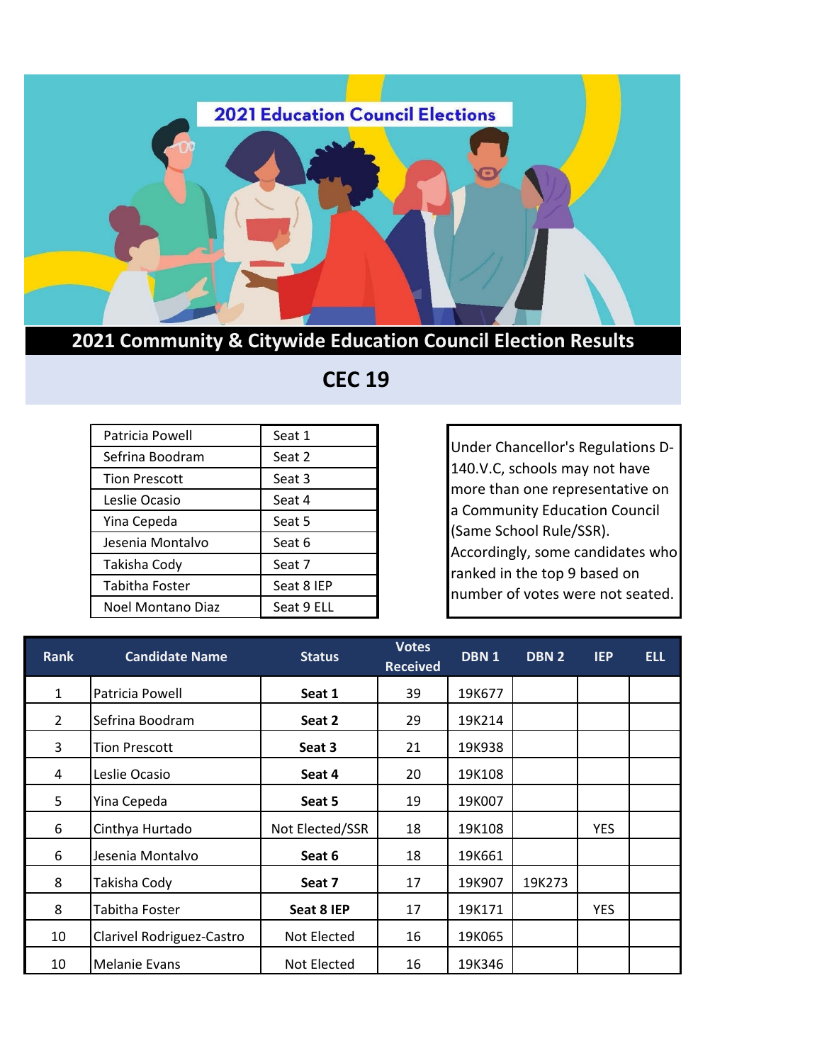# 2021 Education Council Elections

## 2021 Community & Citywide Education Council Election Results

## CEC 19

| | |
|---|---|
| Patricia Powell | Seat 1 |
| Sefrina Boodram | Seat 2 |
| Tion Prescott | Seat 3 |
| Leslie Ocasio | Seat 4 |
| Yina Cepeda | Seat 5 |
| Jesenia Montalvo | Seat 6 |
| Takisha Cody | Seat 7 |
| Tabitha Foster | Seat 8 IEP |
| Noel Montano Diaz | Seat 9 ELL |

Under Chancellor's Regulations D-140.V.C, schools may not have more than one representative on a Community Education Council (Same School Rule/SSR). Accordingly, some candidates who ranked in the top 9 based on number of votes were not seated.

| Rank | Candidate Name | Status | Votes Received | DBN 1 | DBN 2 | IEP | ELL |
|---|---|---|---|---|---|---|---|
| 1 | Patricia Powell | **Seat 1** | 39 | 19K677 | | | |
| 2 | Sefrina Boodram | **Seat 2** | 29 | 19K214 | | | |
| 3 | Tion Prescott | **Seat 3** | 21 | 19K938 | | | |
| 4 | Leslie Ocasio | **Seat 4** | 20 | 19K108 | | | |
| 5 | Yina Cepeda | **Seat 5** | 19 | 19K007 | | | |
| 6 | Cinthya Hurtado | Not Elected/SSR | 18 | 19K108 | | YES | |
| 6 | Jesenia Montalvo | **Seat 6** | 18 | 19K661 | | | |
| 8 | Takisha Cody | **Seat 7** | 17 | 19K907 | 19K273 | | |
| 8 | Tabitha Foster | **Seat 8 IEP** | 17 | 19K171 | | YES | |
| 10 | Clarivel Rodriguez-Castro | Not Elected | 16 | 19K065 | | | |
| 10 | Melanie Evans | Not Elected | 16 | 19K346 | | | |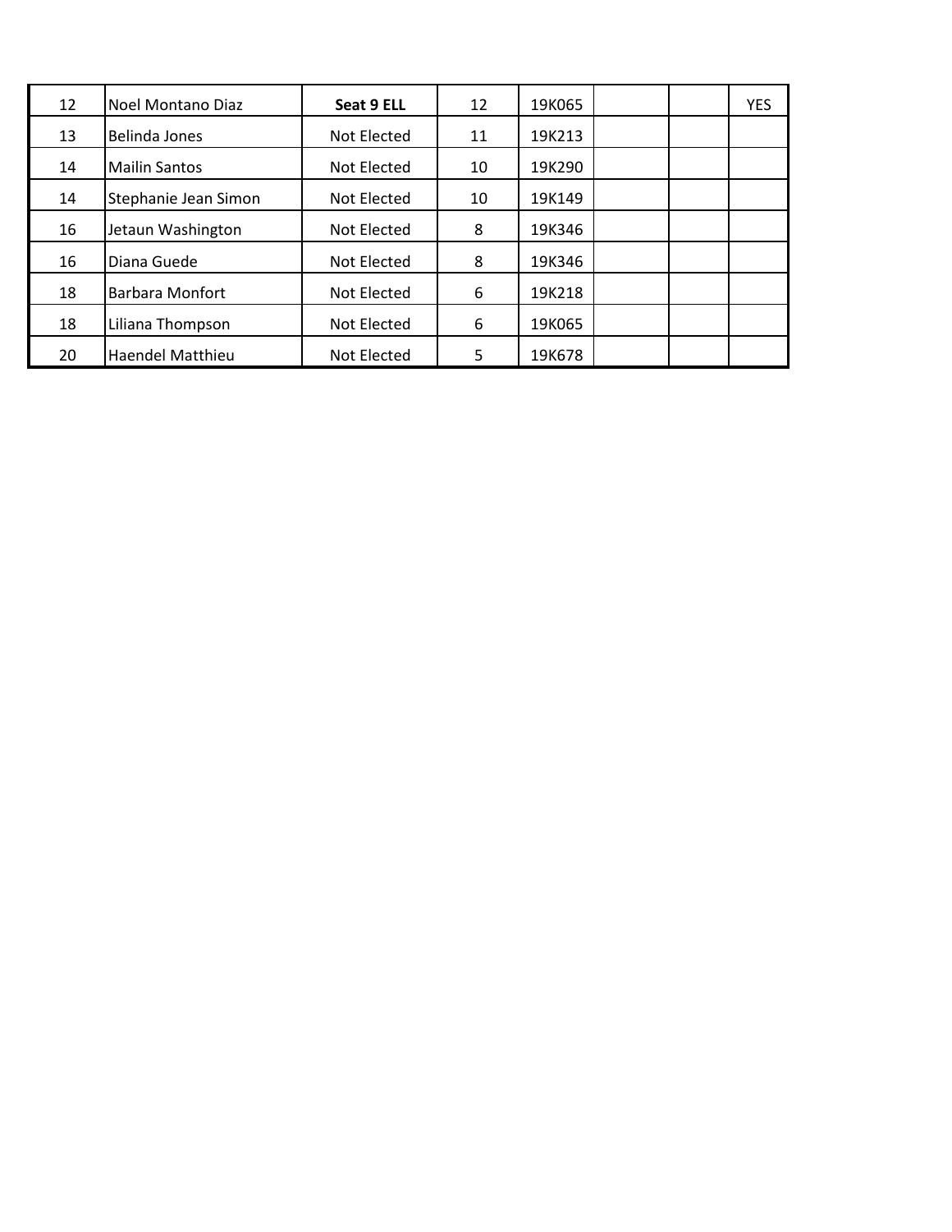| | | | | | | | |
|---|---|---|---|---|---|---|---|
| 12 | Noel Montano Diaz | **Seat 9 ELL** | 12 | 19K065 | | | YES |
| 13 | Belinda Jones | Not Elected | 11 | 19K213 | | | |
| 14 | Mailin Santos | Not Elected | 10 | 19K290 | | | |
| 14 | Stephanie Jean Simon | Not Elected | 10 | 19K149 | | | |
| 16 | Jetaun Washington | Not Elected | 8 | 19K346 | | | |
| 16 | Diana Guede | Not Elected | 8 | 19K346 | | | |
| 18 | Barbara Monfort | Not Elected | 6 | 19K218 | | | |
| 18 | Liliana Thompson | Not Elected | 6 | 19K065 | | | |
| 20 | Haendel Matthieu | Not Elected | 5 | 19K678 | | | |